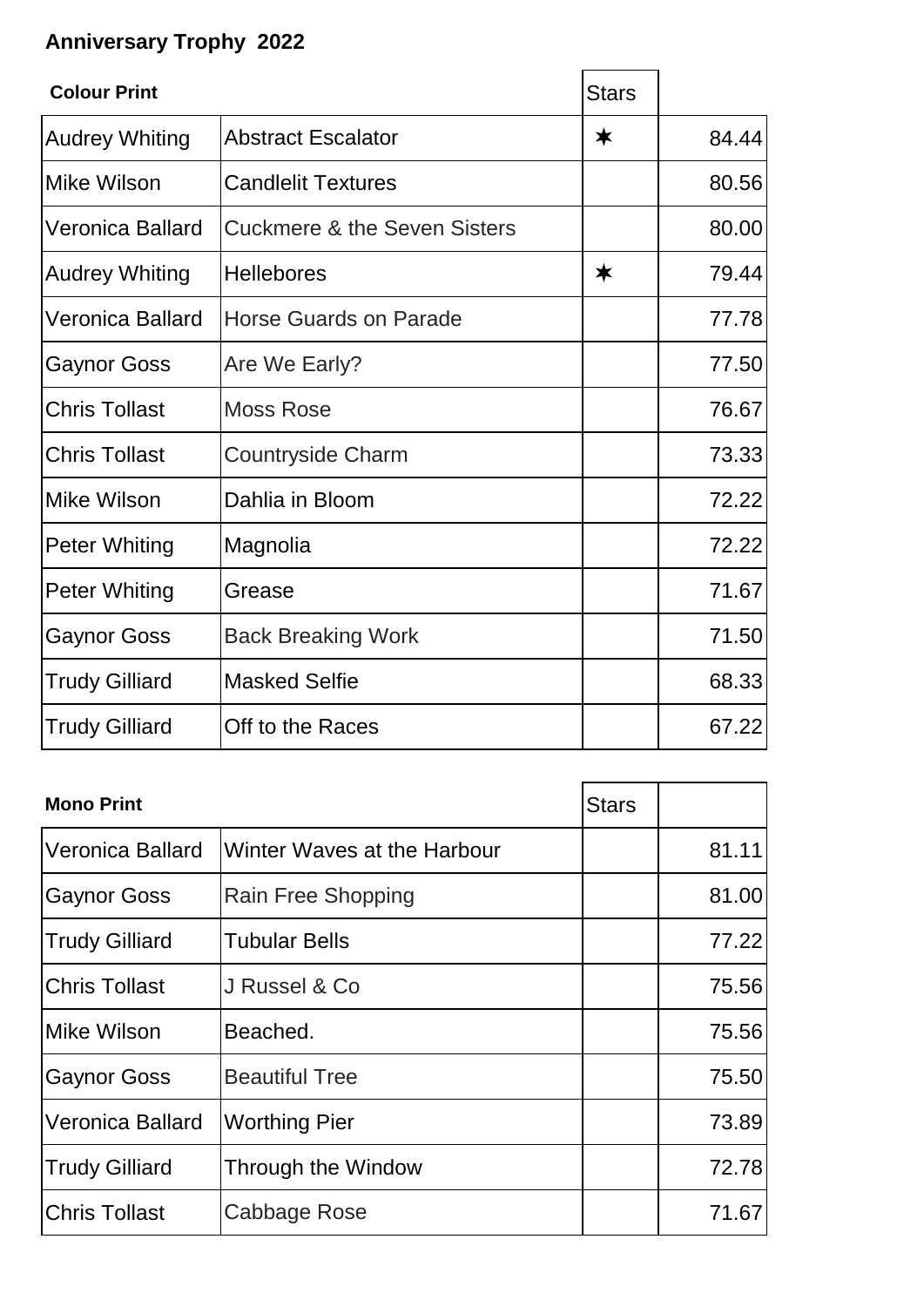# Anniversary Trophy 2022

| Colour Print | | Stars | |
|---|---|---|---|
| Audrey Whiting | Abstract Escalator | ✶ | 84.44 |
| Mike Wilson | Candlelit Textures | | 80.56 |
| Veronica Ballard | Cuckmere & the Seven Sisters | | 80.00 |
| Audrey Whiting | Hellebores | ✶ | 79.44 |
| Veronica Ballard | Horse Guards on Parade | | 77.78 |
| Gaynor Goss | Are We Early? | | 77.50 |
| Chris Tollast | Moss Rose | | 76.67 |
| Chris Tollast | Countryside Charm | | 73.33 |
| Mike Wilson | Dahlia in Bloom | | 72.22 |
| Peter Whiting | Magnolia | | 72.22 |
| Peter Whiting | Grease | | 71.67 |
| Gaynor Goss | Back Breaking Work | | 71.50 |
| Trudy Gilliard | Masked Selfie | | 68.33 |
| Trudy Gilliard | Off to the Races | | 67.22 |

| Mono Print | | Stars | |
|---|---|---|---|
| Veronica Ballard | Winter Waves at the Harbour | | 81.11 |
| Gaynor Goss | Rain Free Shopping | | 81.00 |
| Trudy Gilliard | Tubular Bells | | 77.22 |
| Chris Tollast | J Russel & Co | | 75.56 |
| Mike Wilson | Beached. | | 75.56 |
| Gaynor Goss | Beautiful Tree | | 75.50 |
| Veronica Ballard | Worthing Pier | | 73.89 |
| Trudy Gilliard | Through the Window | | 72.78 |
| Chris Tollast | Cabbage Rose | | 71.67 |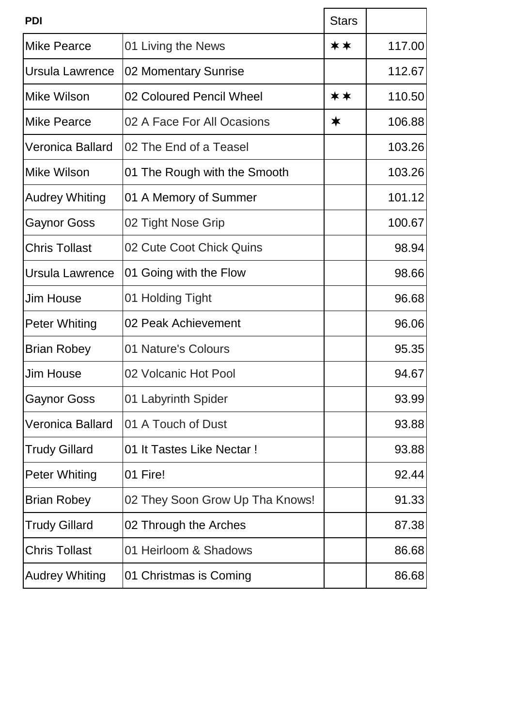| PDI | | Stars | |
|---|---|---|---|
| Mike Pearce | 01 Living the News | ✶✶ | 117.00 |
| Ursula Lawrence | 02 Momentary Sunrise | | 112.67 |
| Mike Wilson | 02 Coloured Pencil Wheel | ✶✶ | 110.50 |
| Mike Pearce | 02 A Face For All Ocasions | ✶ | 106.88 |
| Veronica Ballard | 02 The End of a Teasel | | 103.26 |
| Mike Wilson | 01 The Rough with the Smooth | | 103.26 |
| Audrey Whiting | 01 A Memory of Summer | | 101.12 |
| Gaynor Goss | 02 Tight Nose Grip | | 100.67 |
| Chris Tollast | 02 Cute Coot Chick Quins | | 98.94 |
| Ursula Lawrence | 01 Going with the Flow | | 98.66 |
| Jim House | 01 Holding Tight | | 96.68 |
| Peter Whiting | 02 Peak Achievement | | 96.06 |
| Brian Robey | 01 Nature's Colours | | 95.35 |
| Jim House | 02 Volcanic Hot Pool | | 94.67 |
| Gaynor Goss | 01 Labyrinth Spider | | 93.99 |
| Veronica Ballard | 01 A Touch of Dust | | 93.88 |
| Trudy Gillard | 01 It Tastes Like Nectar ! | | 93.88 |
| Peter Whiting | 01 Fire! | | 92.44 |
| Brian Robey | 02 They Soon Grow Up Tha Knows! | | 91.33 |
| Trudy Gillard | 02 Through the Arches | | 87.38 |
| Chris Tollast | 01 Heirloom & Shadows | | 86.68 |
| Audrey Whiting | 01 Christmas is Coming | | 86.68 |